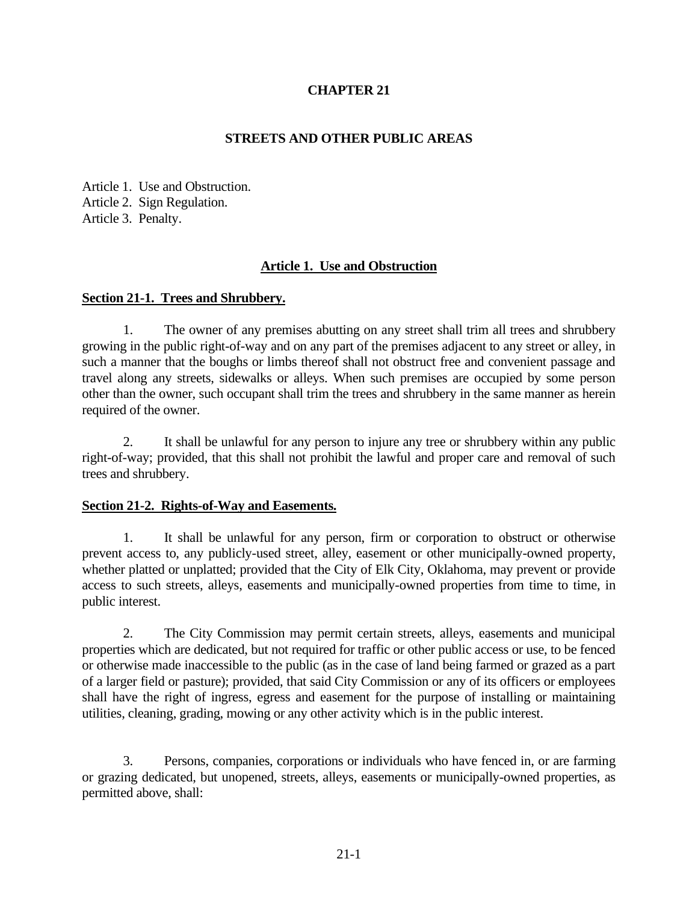# CHAPTER 21

## STREETS AND OTHER PUBLIC AREAS

Article 1. Use and Obstruction.
Article 2. Sign Regulation.
Article 3. Penalty.

### Article 1. Use and Obstruction

#### Section 21-1. Trees and Shrubbery.

1. The owner of any premises abutting on any street shall trim all trees and shrubbery growing in the public right-of-way and on any part of the premises adjacent to any street or alley, in such a manner that the boughs or limbs thereof shall not obstruct free and convenient passage and travel along any streets, sidewalks or alleys. When such premises are occupied by some person other than the owner, such occupant shall trim the trees and shrubbery in the same manner as herein required of the owner.

2. It shall be unlawful for any person to injure any tree or shrubbery within any public right-of-way; provided, that this shall not prohibit the lawful and proper care and removal of such trees and shrubbery.

#### Section 21-2. Rights-of-Way and Easements.

1. It shall be unlawful for any person, firm or corporation to obstruct or otherwise prevent access to, any publicly-used street, alley, easement or other municipally-owned property, whether platted or unplatted; provided that the City of Elk City, Oklahoma, may prevent or provide access to such streets, alleys, easements and municipally-owned properties from time to time, in public interest.

2. The City Commission may permit certain streets, alleys, easements and municipal properties which are dedicated, but not required for traffic or other public access or use, to be fenced or otherwise made inaccessible to the public (as in the case of land being farmed or grazed as a part of a larger field or pasture); provided, that said City Commission or any of its officers or employees shall have the right of ingress, egress and easement for the purpose of installing or maintaining utilities, cleaning, grading, mowing or any other activity which is in the public interest.

3. Persons, companies, corporations or individuals who have fenced in, or are farming or grazing dedicated, but unopened, streets, alleys, easements or municipally-owned properties, as permitted above, shall: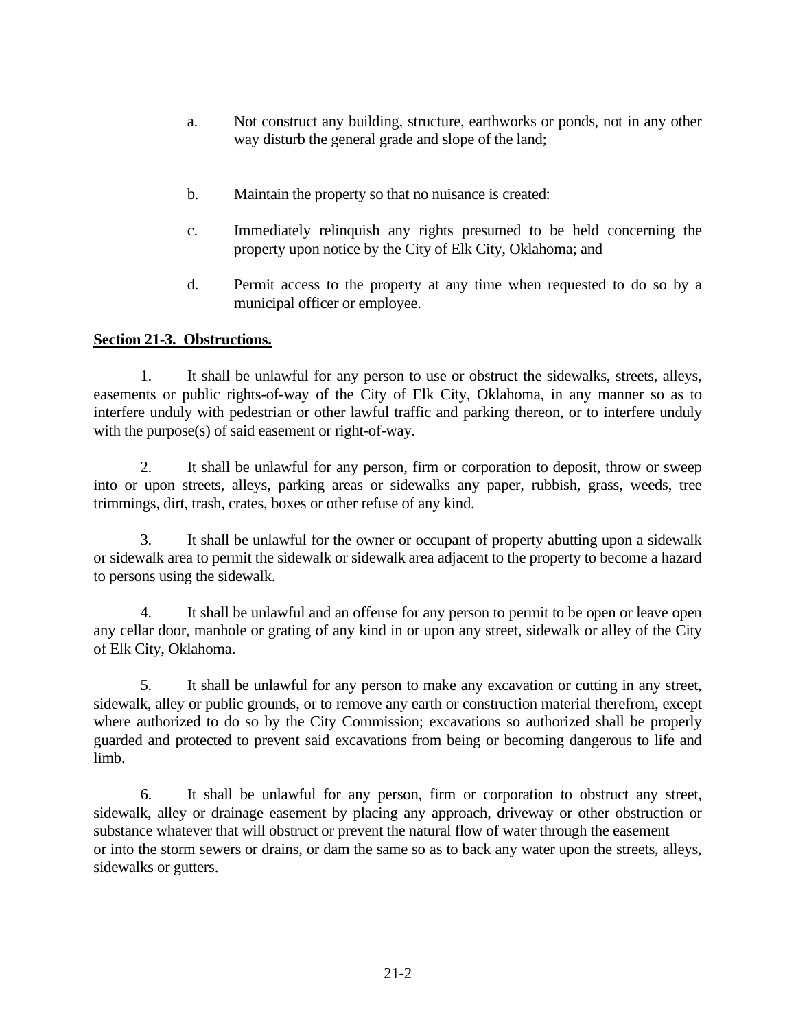a. Not construct any building, structure, earthworks or ponds, not in any other way disturb the general grade and slope of the land;

b. Maintain the property so that no nuisance is created:

c. Immediately relinquish any rights presumed to be held concerning the property upon notice by the City of Elk City, Oklahoma; and

d. Permit access to the property at any time when requested to do so by a municipal officer or employee.

**Section 21-3. Obstructions.**

1. It shall be unlawful for any person to use or obstruct the sidewalks, streets, alleys, easements or public rights-of-way of the City of Elk City, Oklahoma, in any manner so as to interfere unduly with pedestrian or other lawful traffic and parking thereon, or to interfere unduly with the purpose(s) of said easement or right-of-way.

2. It shall be unlawful for any person, firm or corporation to deposit, throw or sweep into or upon streets, alleys, parking areas or sidewalks any paper, rubbish, grass, weeds, tree trimmings, dirt, trash, crates, boxes or other refuse of any kind.

3. It shall be unlawful for the owner or occupant of property abutting upon a sidewalk or sidewalk area to permit the sidewalk or sidewalk area adjacent to the property to become a hazard to persons using the sidewalk.

4. It shall be unlawful and an offense for any person to permit to be open or leave open any cellar door, manhole or grating of any kind in or upon any street, sidewalk or alley of the City of Elk City, Oklahoma.

5. It shall be unlawful for any person to make any excavation or cutting in any street, sidewalk, alley or public grounds, or to remove any earth or construction material therefrom, except where authorized to do so by the City Commission; excavations so authorized shall be properly guarded and protected to prevent said excavations from being or becoming dangerous to life and limb.

6. It shall be unlawful for any person, firm or corporation to obstruct any street, sidewalk, alley or drainage easement by placing any approach, driveway or other obstruction or substance whatever that will obstruct or prevent the natural flow of water through the easement or into the storm sewers or drains, or dam the same so as to back any water upon the streets, alleys, sidewalks or gutters.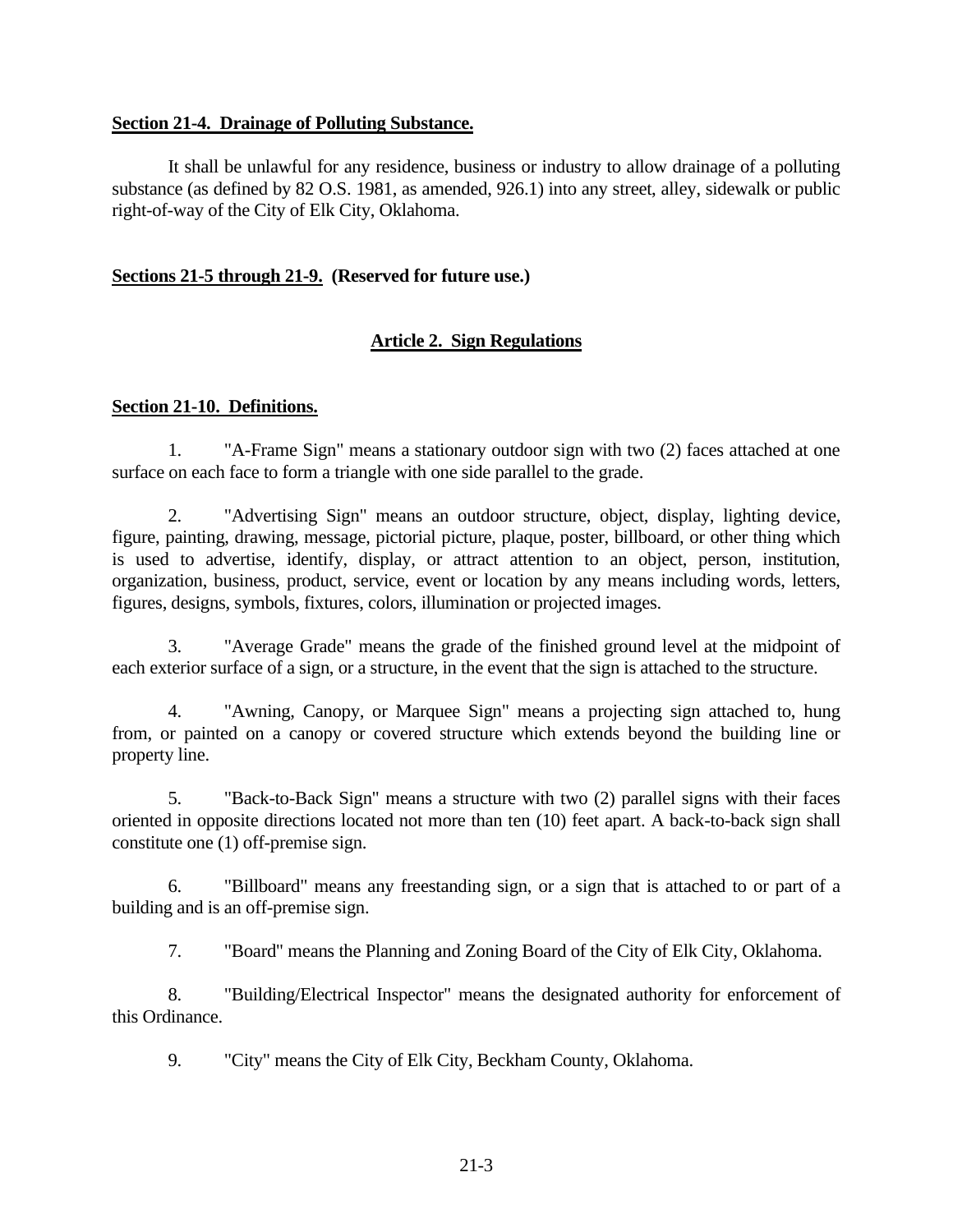**Section 21-4. Drainage of Polluting Substance.**

It shall be unlawful for any residence, business or industry to allow drainage of a polluting substance (as defined by 82 O.S. 1981, as amended, 926.1) into any street, alley, sidewalk or public right-of-way of the City of Elk City, Oklahoma.

**Sections 21-5 through 21-9. (Reserved for future use.)**

## Article 2. Sign Regulations

**Section 21-10. Definitions.**

1. "A-Frame Sign" means a stationary outdoor sign with two (2) faces attached at one surface on each face to form a triangle with one side parallel to the grade.

2. "Advertising Sign" means an outdoor structure, object, display, lighting device, figure, painting, drawing, message, pictorial picture, plaque, poster, billboard, or other thing which is used to advertise, identify, display, or attract attention to an object, person, institution, organization, business, product, service, event or location by any means including words, letters, figures, designs, symbols, fixtures, colors, illumination or projected images.

3. "Average Grade" means the grade of the finished ground level at the midpoint of each exterior surface of a sign, or a structure, in the event that the sign is attached to the structure.

4. "Awning, Canopy, or Marquee Sign" means a projecting sign attached to, hung from, or painted on a canopy or covered structure which extends beyond the building line or property line.

5. "Back-to-Back Sign" means a structure with two (2) parallel signs with their faces oriented in opposite directions located not more than ten (10) feet apart. A back-to-back sign shall constitute one (1) off-premise sign.

6. "Billboard" means any freestanding sign, or a sign that is attached to or part of a building and is an off-premise sign.

7. "Board" means the Planning and Zoning Board of the City of Elk City, Oklahoma.

8. "Building/Electrical Inspector" means the designated authority for enforcement of this Ordinance.

9. "City" means the City of Elk City, Beckham County, Oklahoma.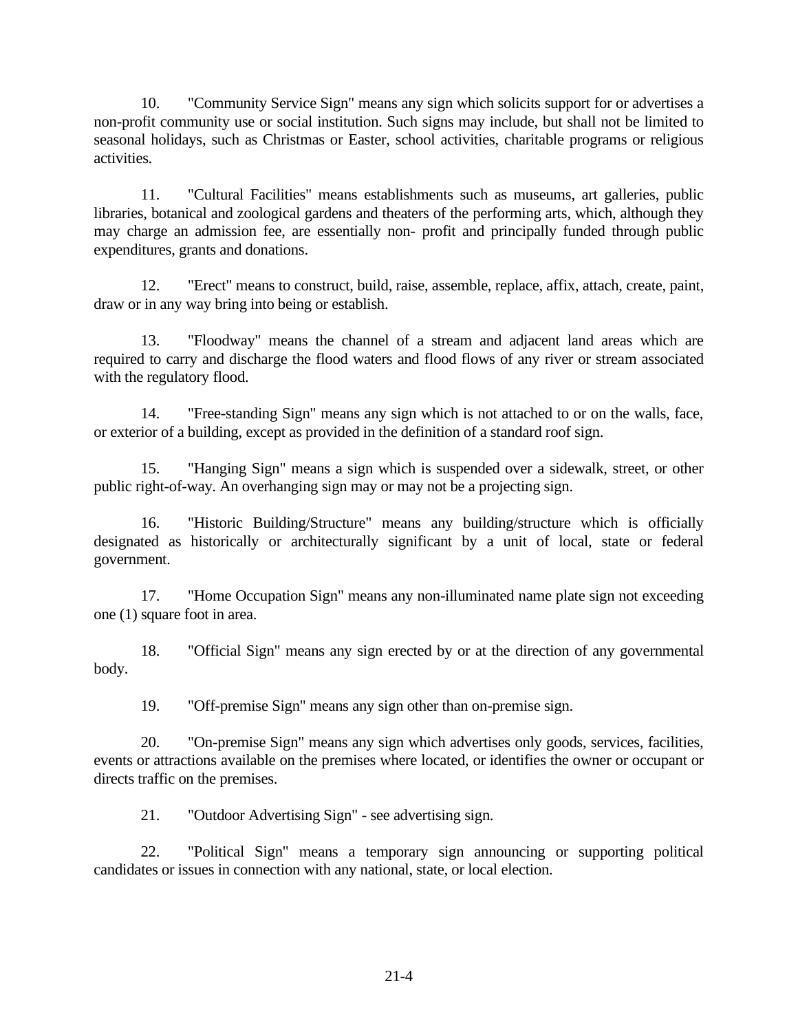10. "Community Service Sign" means any sign which solicits support for or advertises a non-profit community use or social institution. Such signs may include, but shall not be limited to seasonal holidays, such as Christmas or Easter, school activities, charitable programs or religious activities.

11. "Cultural Facilities" means establishments such as museums, art galleries, public libraries, botanical and zoological gardens and theaters of the performing arts, which, although they may charge an admission fee, are essentially non- profit and principally funded through public expenditures, grants and donations.

12. "Erect" means to construct, build, raise, assemble, replace, affix, attach, create, paint, draw or in any way bring into being or establish.

13. "Floodway" means the channel of a stream and adjacent land areas which are required to carry and discharge the flood waters and flood flows of any river or stream associated with the regulatory flood.

14. "Free-standing Sign" means any sign which is not attached to or on the walls, face, or exterior of a building, except as provided in the definition of a standard roof sign.

15. "Hanging Sign" means a sign which is suspended over a sidewalk, street, or other public right-of-way. An overhanging sign may or may not be a projecting sign.

16. "Historic Building/Structure" means any building/structure which is officially designated as historically or architecturally significant by a unit of local, state or federal government.

17. "Home Occupation Sign" means any non-illuminated name plate sign not exceeding one (1) square foot in area.

18. "Official Sign" means any sign erected by or at the direction of any governmental body.

19. "Off-premise Sign" means any sign other than on-premise sign.

20. "On-premise Sign" means any sign which advertises only goods, services, facilities, events or attractions available on the premises where located, or identifies the owner or occupant or directs traffic on the premises.

21. "Outdoor Advertising Sign" - see advertising sign.

22. "Political Sign" means a temporary sign announcing or supporting political candidates or issues in connection with any national, state, or local election.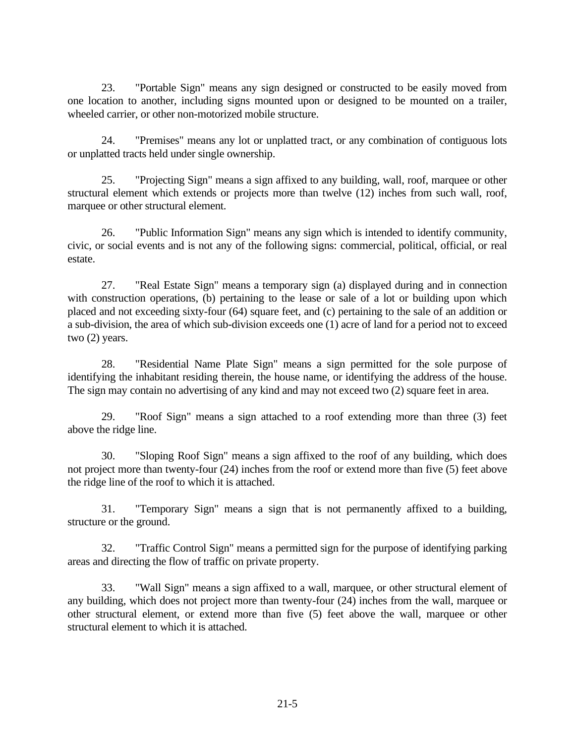23. "Portable Sign" means any sign designed or constructed to be easily moved from one location to another, including signs mounted upon or designed to be mounted on a trailer, wheeled carrier, or other non-motorized mobile structure.

24. "Premises" means any lot or unplatted tract, or any combination of contiguous lots or unplatted tracts held under single ownership.

25. "Projecting Sign" means a sign affixed to any building, wall, roof, marquee or other structural element which extends or projects more than twelve (12) inches from such wall, roof, marquee or other structural element.

26. "Public Information Sign" means any sign which is intended to identify community, civic, or social events and is not any of the following signs: commercial, political, official, or real estate.

27. "Real Estate Sign" means a temporary sign (a) displayed during and in connection with construction operations, (b) pertaining to the lease or sale of a lot or building upon which placed and not exceeding sixty-four (64) square feet, and (c) pertaining to the sale of an addition or a sub-division, the area of which sub-division exceeds one (1) acre of land for a period not to exceed two (2) years.

28. "Residential Name Plate Sign" means a sign permitted for the sole purpose of identifying the inhabitant residing therein, the house name, or identifying the address of the house. The sign may contain no advertising of any kind and may not exceed two (2) square feet in area.

29. "Roof Sign" means a sign attached to a roof extending more than three (3) feet above the ridge line.

30. "Sloping Roof Sign" means a sign affixed to the roof of any building, which does not project more than twenty-four (24) inches from the roof or extend more than five (5) feet above the ridge line of the roof to which it is attached.

31. "Temporary Sign" means a sign that is not permanently affixed to a building, structure or the ground.

32. "Traffic Control Sign" means a permitted sign for the purpose of identifying parking areas and directing the flow of traffic on private property.

33. "Wall Sign" means a sign affixed to a wall, marquee, or other structural element of any building, which does not project more than twenty-four (24) inches from the wall, marquee or other structural element, or extend more than five (5) feet above the wall, marquee or other structural element to which it is attached.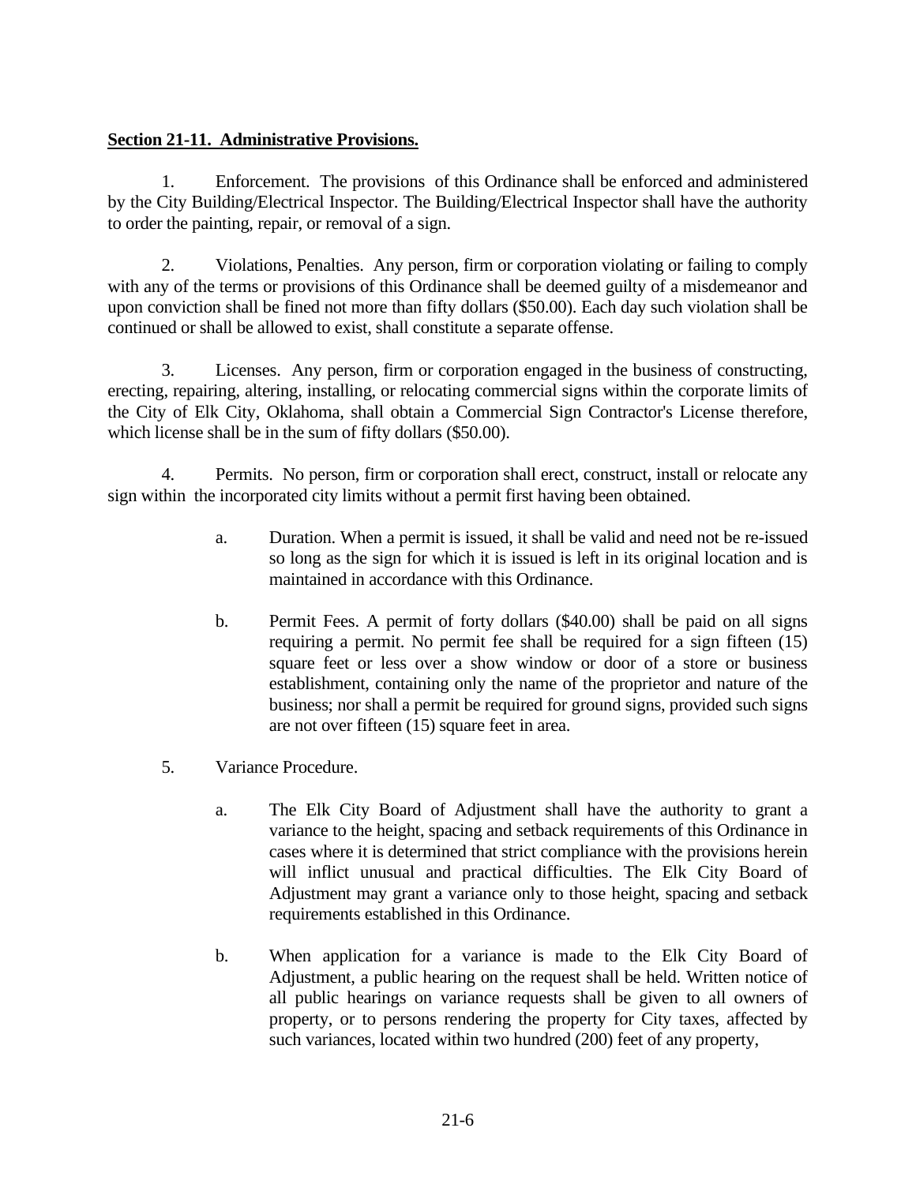**Section 21-11. Administrative Provisions.**

1. Enforcement. The provisions of this Ordinance shall be enforced and administered by the City Building/Electrical Inspector. The Building/Electrical Inspector shall have the authority to order the painting, repair, or removal of a sign.

2. Violations, Penalties. Any person, firm or corporation violating or failing to comply with any of the terms or provisions of this Ordinance shall be deemed guilty of a misdemeanor and upon conviction shall be fined not more than fifty dollars ($50.00). Each day such violation shall be continued or shall be allowed to exist, shall constitute a separate offense.

3. Licenses. Any person, firm or corporation engaged in the business of constructing, erecting, repairing, altering, installing, or relocating commercial signs within the corporate limits of the City of Elk City, Oklahoma, shall obtain a Commercial Sign Contractor's License therefore, which license shall be in the sum of fifty dollars ($50.00).

4. Permits. No person, firm or corporation shall erect, construct, install or relocate any sign within the incorporated city limits without a permit first having been obtained.

   a. Duration. When a permit is issued, it shall be valid and need not be re-issued so long as the sign for which it is issued is left in its original location and is maintained in accordance with this Ordinance.

   b. Permit Fees. A permit of forty dollars ($40.00) shall be paid on all signs requiring a permit. No permit fee shall be required for a sign fifteen (15) square feet or less over a show window or door of a store or business establishment, containing only the name of the proprietor and nature of the business; nor shall a permit be required for ground signs, provided such signs are not over fifteen (15) square feet in area.

5. Variance Procedure.

   a. The Elk City Board of Adjustment shall have the authority to grant a variance to the height, spacing and setback requirements of this Ordinance in cases where it is determined that strict compliance with the provisions herein will inflict unusual and practical difficulties. The Elk City Board of Adjustment may grant a variance only to those height, spacing and setback requirements established in this Ordinance.

   b. When application for a variance is made to the Elk City Board of Adjustment, a public hearing on the request shall be held. Written notice of all public hearings on variance requests shall be given to all owners of property, or to persons rendering the property for City taxes, affected by such variances, located within two hundred (200) feet of any property,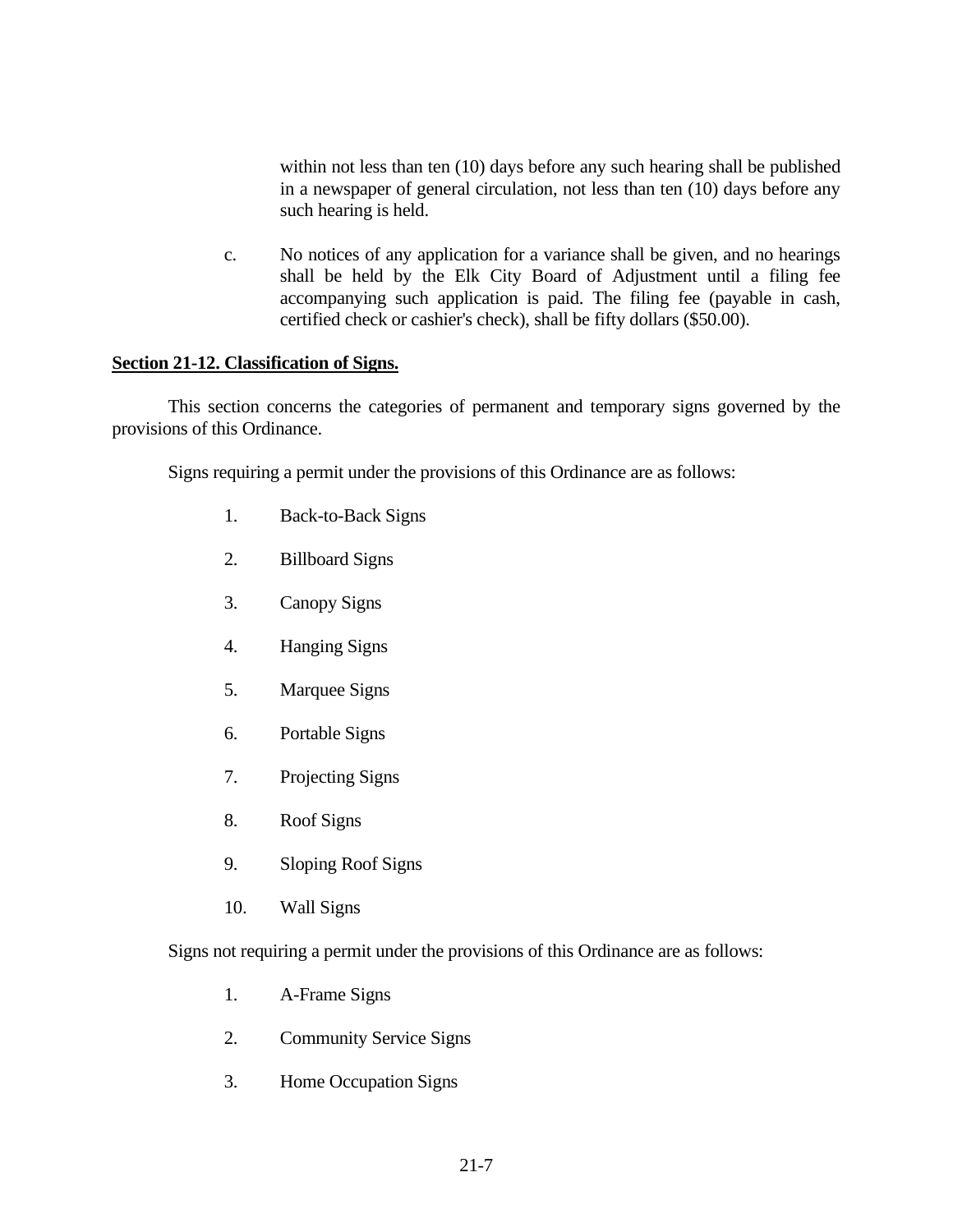within not less than ten (10) days before any such hearing shall be published in a newspaper of general circulation, not less than ten (10) days before any such hearing is held.

c. No notices of any application for a variance shall be given, and no hearings shall be held by the Elk City Board of Adjustment until a filing fee accompanying such application is paid. The filing fee (payable in cash, certified check or cashier's check), shall be fifty dollars ($50.00).

**Section 21-12. Classification of Signs.**

This section concerns the categories of permanent and temporary signs governed by the provisions of this Ordinance.

Signs requiring a permit under the provisions of this Ordinance are as follows:

1. Back-to-Back Signs
2. Billboard Signs
3. Canopy Signs
4. Hanging Signs
5. Marquee Signs
6. Portable Signs
7. Projecting Signs
8. Roof Signs
9. Sloping Roof Signs
10. Wall Signs

Signs not requiring a permit under the provisions of this Ordinance are as follows:

1. A-Frame Signs
2. Community Service Signs
3. Home Occupation Signs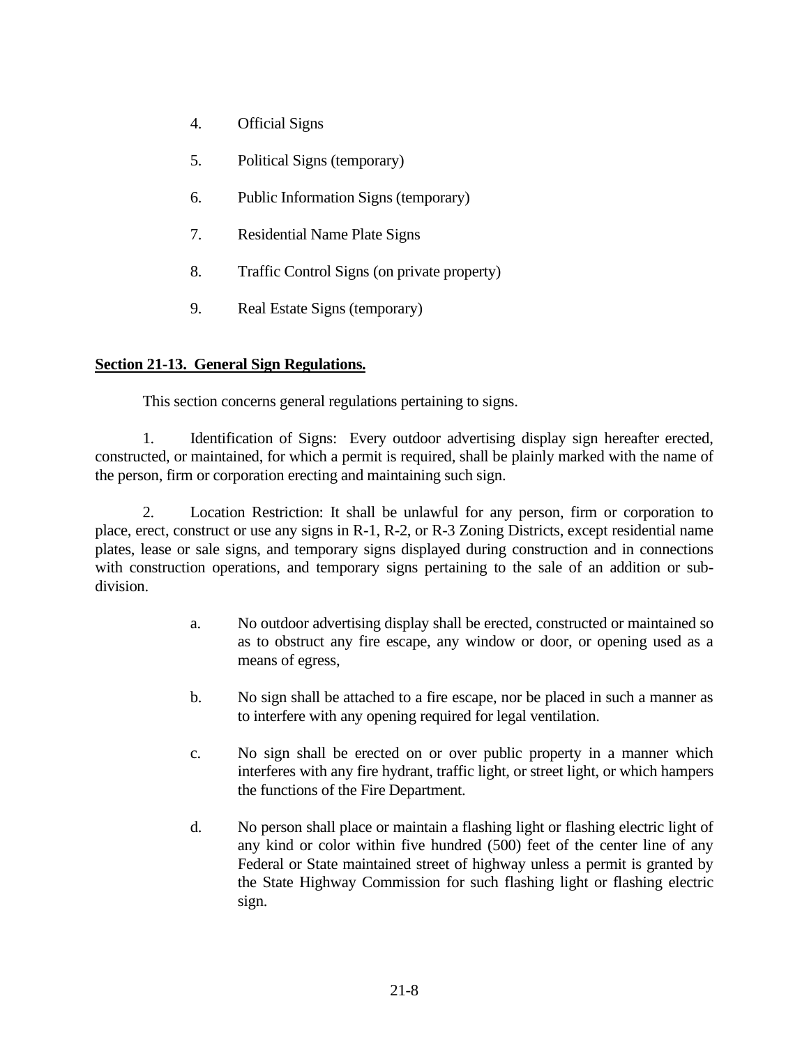4. Official Signs

5. Political Signs (temporary)

6. Public Information Signs (temporary)

7. Residential Name Plate Signs

8. Traffic Control Signs (on private property)

9. Real Estate Signs (temporary)

**Section 21-13. General Sign Regulations.**

This section concerns general regulations pertaining to signs.

1. Identification of Signs: Every outdoor advertising display sign hereafter erected, constructed, or maintained, for which a permit is required, shall be plainly marked with the name of the person, firm or corporation erecting and maintaining such sign.

2. Location Restriction: It shall be unlawful for any person, firm or corporation to place, erect, construct or use any signs in R-1, R-2, or R-3 Zoning Districts, except residential name plates, lease or sale signs, and temporary signs displayed during construction and in connections with construction operations, and temporary signs pertaining to the sale of an addition or sub-division.

   a. No outdoor advertising display shall be erected, constructed or maintained so as to obstruct any fire escape, any window or door, or opening used as a means of egress,

   b. No sign shall be attached to a fire escape, nor be placed in such a manner as to interfere with any opening required for legal ventilation.

   c. No sign shall be erected on or over public property in a manner which interferes with any fire hydrant, traffic light, or street light, or which hampers the functions of the Fire Department.

   d. No person shall place or maintain a flashing light or flashing electric light of any kind or color within five hundred (500) feet of the center line of any Federal or State maintained street of highway unless a permit is granted by the State Highway Commission for such flashing light or flashing electric sign.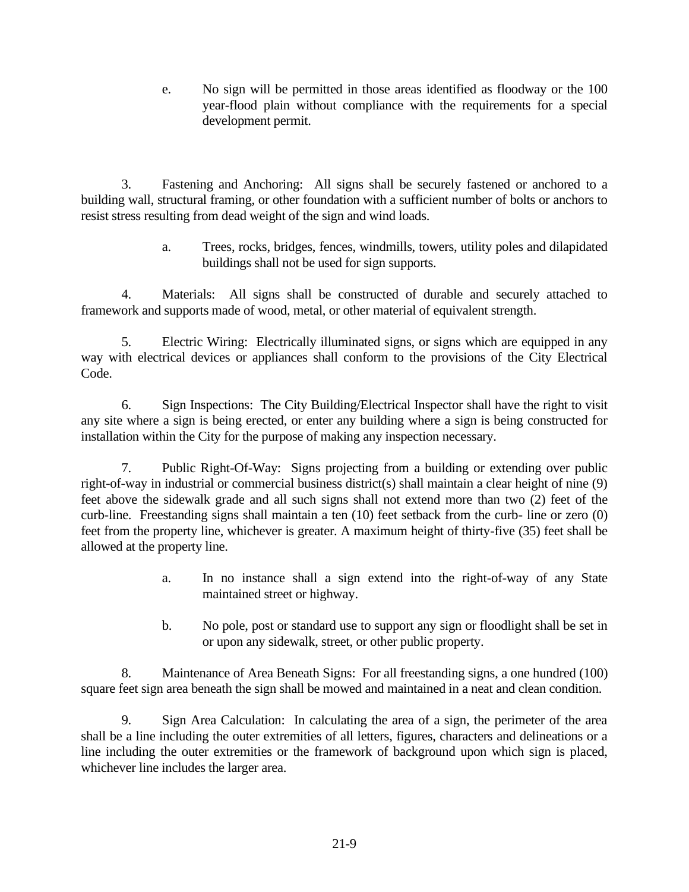e. No sign will be permitted in those areas identified as floodway or the 100 year-flood plain without compliance with the requirements for a special development permit.

3. Fastening and Anchoring: All signs shall be securely fastened or anchored to a building wall, structural framing, or other foundation with a sufficient number of bolts or anchors to resist stress resulting from dead weight of the sign and wind loads.

a. Trees, rocks, bridges, fences, windmills, towers, utility poles and dilapidated buildings shall not be used for sign supports.

4. Materials: All signs shall be constructed of durable and securely attached to framework and supports made of wood, metal, or other material of equivalent strength.

5. Electric Wiring: Electrically illuminated signs, or signs which are equipped in any way with electrical devices or appliances shall conform to the provisions of the City Electrical Code.

6. Sign Inspections: The City Building/Electrical Inspector shall have the right to visit any site where a sign is being erected, or enter any building where a sign is being constructed for installation within the City for the purpose of making any inspection necessary.

7. Public Right-Of-Way: Signs projecting from a building or extending over public right-of-way in industrial or commercial business district(s) shall maintain a clear height of nine (9) feet above the sidewalk grade and all such signs shall not extend more than two (2) feet of the curb-line. Freestanding signs shall maintain a ten (10) feet setback from the curb- line or zero (0) feet from the property line, whichever is greater. A maximum height of thirty-five (35) feet shall be allowed at the property line.

a. In no instance shall a sign extend into the right-of-way of any State maintained street or highway.

b. No pole, post or standard use to support any sign or floodlight shall be set in or upon any sidewalk, street, or other public property.

8. Maintenance of Area Beneath Signs: For all freestanding signs, a one hundred (100) square feet sign area beneath the sign shall be mowed and maintained in a neat and clean condition.

9. Sign Area Calculation: In calculating the area of a sign, the perimeter of the area shall be a line including the outer extremities of all letters, figures, characters and delineations or a line including the outer extremities or the framework of background upon which sign is placed, whichever line includes the larger area.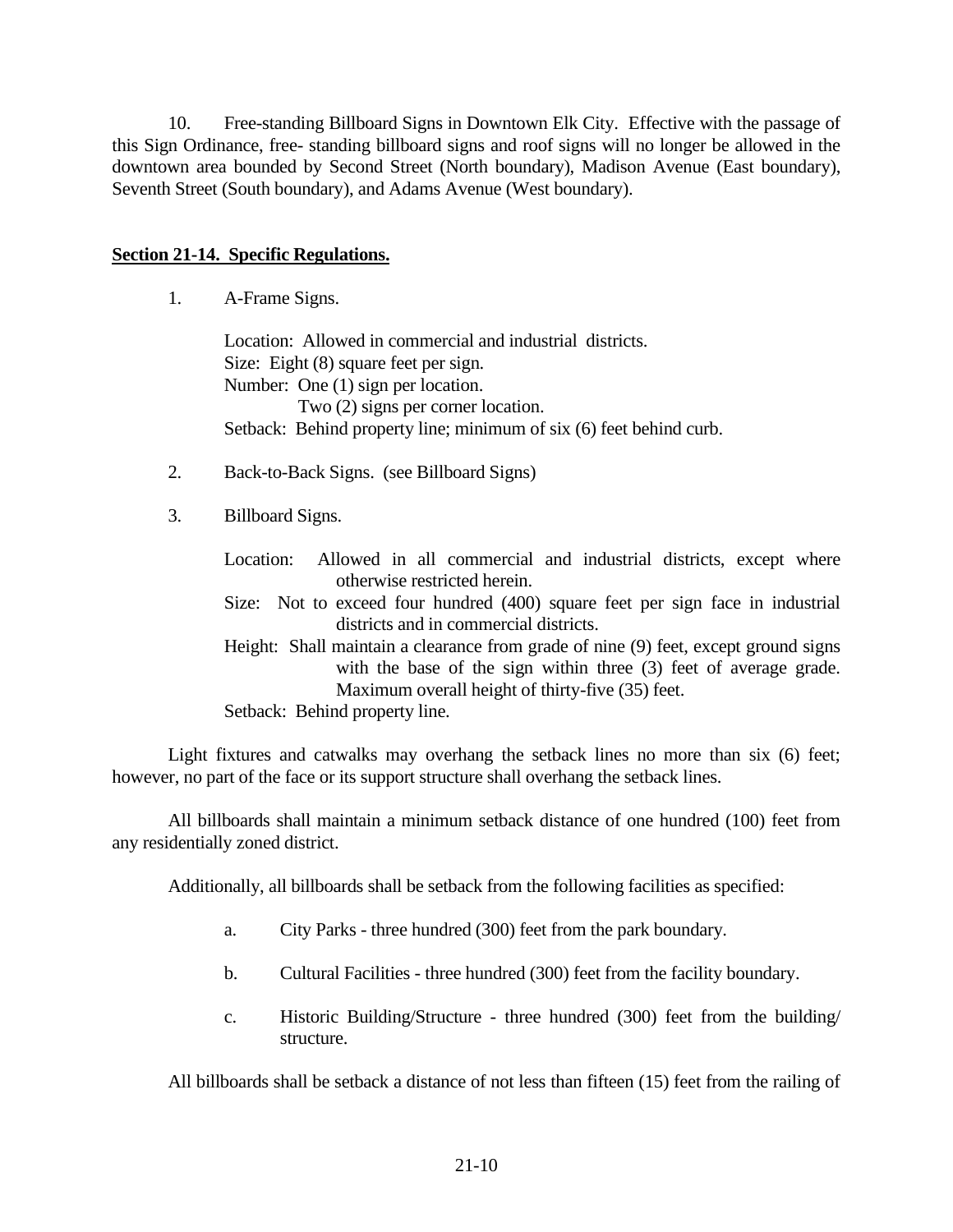10. Free-standing Billboard Signs in Downtown Elk City. Effective with the passage of this Sign Ordinance, free- standing billboard signs and roof signs will no longer be allowed in the downtown area bounded by Second Street (North boundary), Madison Avenue (East boundary), Seventh Street (South boundary), and Adams Avenue (West boundary).

## Section 21-14. Specific Regulations.

1. A-Frame Signs.

   Location: Allowed in commercial and industrial districts.
   Size: Eight (8) square feet per sign.
   Number: One (1) sign per location.
   Two (2) signs per corner location.
   Setback: Behind property line; minimum of six (6) feet behind curb.

2. Back-to-Back Signs. (see Billboard Signs)

3. Billboard Signs.

   Location: Allowed in all commercial and industrial districts, except where otherwise restricted herein.
   Size: Not to exceed four hundred (400) square feet per sign face in industrial districts and in commercial districts.
   Height: Shall maintain a clearance from grade of nine (9) feet, except ground signs with the base of the sign within three (3) feet of average grade. Maximum overall height of thirty-five (35) feet.
   Setback: Behind property line.

Light fixtures and catwalks may overhang the setback lines no more than six (6) feet; however, no part of the face or its support structure shall overhang the setback lines.

All billboards shall maintain a minimum setback distance of one hundred (100) feet from any residentially zoned district.

Additionally, all billboards shall be setback from the following facilities as specified:

a. City Parks - three hundred (300) feet from the park boundary.

b. Cultural Facilities - three hundred (300) feet from the facility boundary.

c. Historic Building/Structure - three hundred (300) feet from the building/ structure.

All billboards shall be setback a distance of not less than fifteen (15) feet from the railing of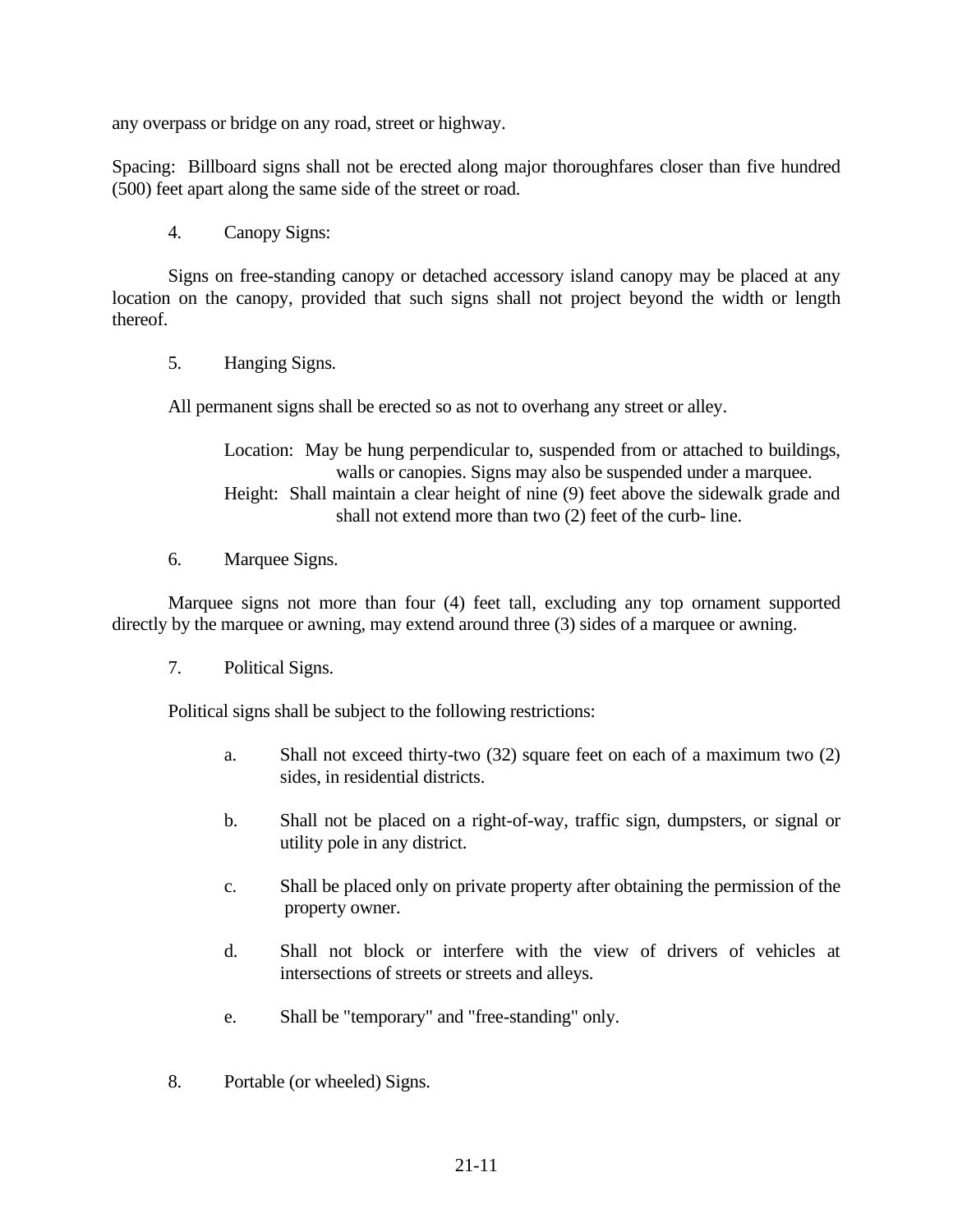any overpass or bridge on any road, street or highway.

Spacing: Billboard signs shall not be erected along major thoroughfares closer than five hundred (500) feet apart along the same side of the street or road.

4. Canopy Signs:

Signs on free-standing canopy or detached accessory island canopy may be placed at any location on the canopy, provided that such signs shall not project beyond the width or length thereof.

5. Hanging Signs.

All permanent signs shall be erected so as not to overhang any street or alley.

Location: May be hung perpendicular to, suspended from or attached to buildings, walls or canopies. Signs may also be suspended under a marquee.

Height: Shall maintain a clear height of nine (9) feet above the sidewalk grade and shall not extend more than two (2) feet of the curb- line.

6. Marquee Signs.

Marquee signs not more than four (4) feet tall, excluding any top ornament supported directly by the marquee or awning, may extend around three (3) sides of a marquee or awning.

7. Political Signs.

Political signs shall be subject to the following restrictions:

a. Shall not exceed thirty-two (32) square feet on each of a maximum two (2) sides, in residential districts.

b. Shall not be placed on a right-of-way, traffic sign, dumpsters, or signal or utility pole in any district.

c. Shall be placed only on private property after obtaining the permission of the property owner.

d. Shall not block or interfere with the view of drivers of vehicles at intersections of streets or streets and alleys.

e. Shall be "temporary" and "free-standing" only.

8. Portable (or wheeled) Signs.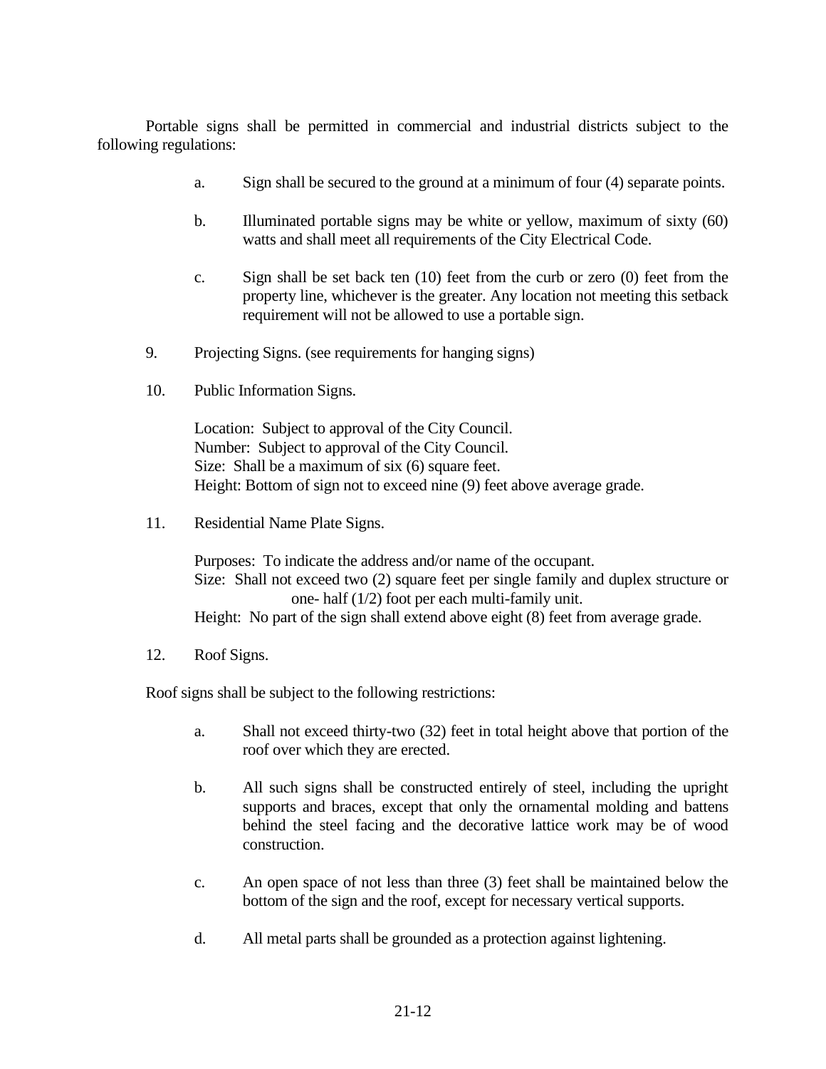Portable signs shall be permitted in commercial and industrial districts subject to the following regulations:

a. Sign shall be secured to the ground at a minimum of four (4) separate points.

b. Illuminated portable signs may be white or yellow, maximum of sixty (60) watts and shall meet all requirements of the City Electrical Code.

c. Sign shall be set back ten (10) feet from the curb or zero (0) feet from the property line, whichever is the greater. Any location not meeting this setback requirement will not be allowed to use a portable sign.

9. Projecting Signs. (see requirements for hanging signs)

10. Public Information Signs.

Location: Subject to approval of the City Council.
Number: Subject to approval of the City Council.
Size: Shall be a maximum of six (6) square feet.
Height: Bottom of sign not to exceed nine (9) feet above average grade.

11. Residential Name Plate Signs.

Purposes: To indicate the address and/or name of the occupant.
Size: Shall not exceed two (2) square feet per single family and duplex structure or one- half (1/2) foot per each multi-family unit.
Height: No part of the sign shall extend above eight (8) feet from average grade.

12. Roof Signs.

Roof signs shall be subject to the following restrictions:

a. Shall not exceed thirty-two (32) feet in total height above that portion of the roof over which they are erected.

b. All such signs shall be constructed entirely of steel, including the upright supports and braces, except that only the ornamental molding and battens behind the steel facing and the decorative lattice work may be of wood construction.

c. An open space of not less than three (3) feet shall be maintained below the bottom of the sign and the roof, except for necessary vertical supports.

d. All metal parts shall be grounded as a protection against lightening.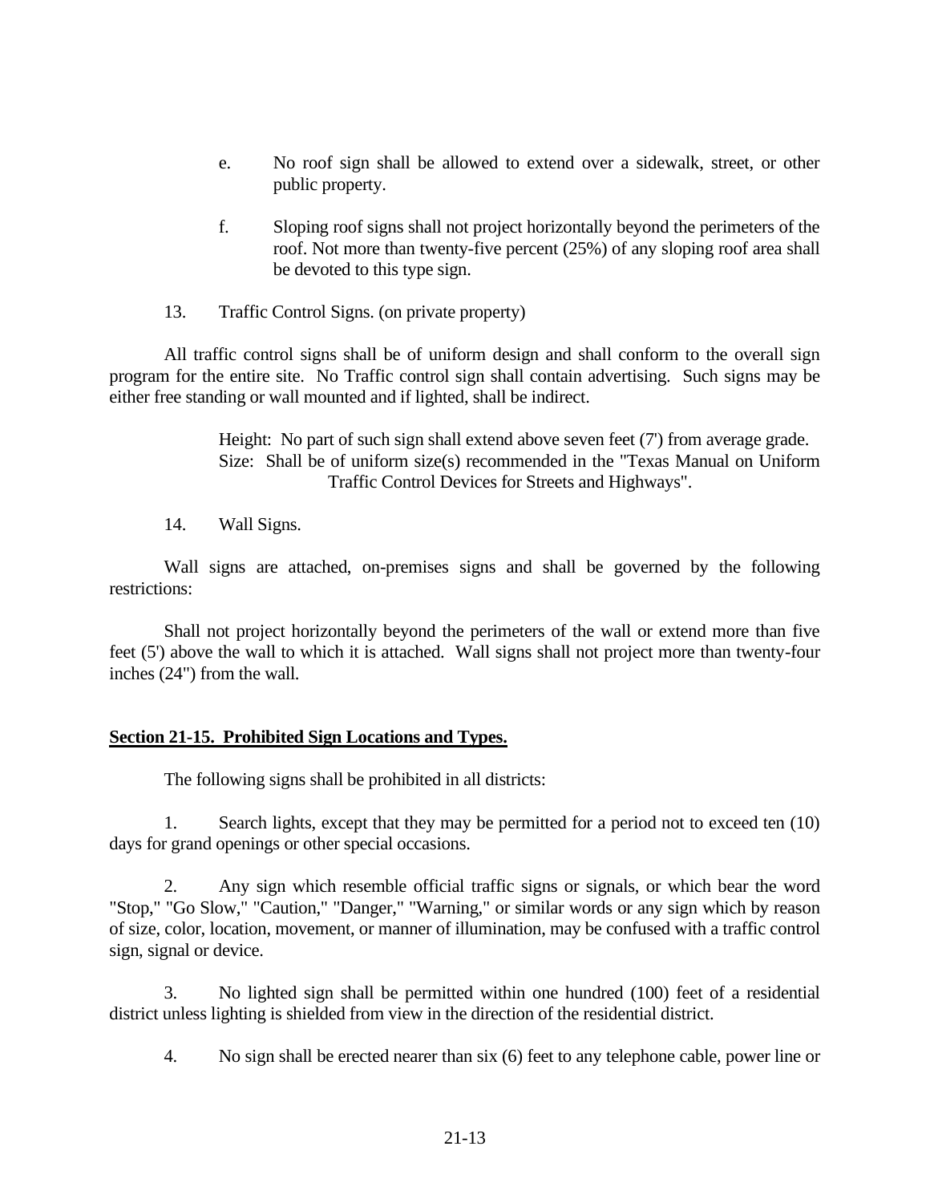e. No roof sign shall be allowed to extend over a sidewalk, street, or other public property.

f. Sloping roof signs shall not project horizontally beyond the perimeters of the roof. Not more than twenty-five percent (25%) of any sloping roof area shall be devoted to this type sign.

13. Traffic Control Signs. (on private property)

All traffic control signs shall be of uniform design and shall conform to the overall sign program for the entire site. No Traffic control sign shall contain advertising. Such signs may be either free standing or wall mounted and if lighted, shall be indirect.

> Height: No part of such sign shall extend above seven feet (7') from average grade.
> Size: Shall be of uniform size(s) recommended in the "Texas Manual on Uniform Traffic Control Devices for Streets and Highways".

14. Wall Signs.

Wall signs are attached, on-premises signs and shall be governed by the following restrictions:

Shall not project horizontally beyond the perimeters of the wall or extend more than five feet (5') above the wall to which it is attached. Wall signs shall not project more than twenty-four inches (24") from the wall.

## Section 21-15. Prohibited Sign Locations and Types.

The following signs shall be prohibited in all districts:

1. Search lights, except that they may be permitted for a period not to exceed ten (10) days for grand openings or other special occasions.

2. Any sign which resemble official traffic signs or signals, or which bear the word "Stop," "Go Slow," "Caution," "Danger," "Warning," or similar words or any sign which by reason of size, color, location, movement, or manner of illumination, may be confused with a traffic control sign, signal or device.

3. No lighted sign shall be permitted within one hundred (100) feet of a residential district unless lighting is shielded from view in the direction of the residential district.

4. No sign shall be erected nearer than six (6) feet to any telephone cable, power line or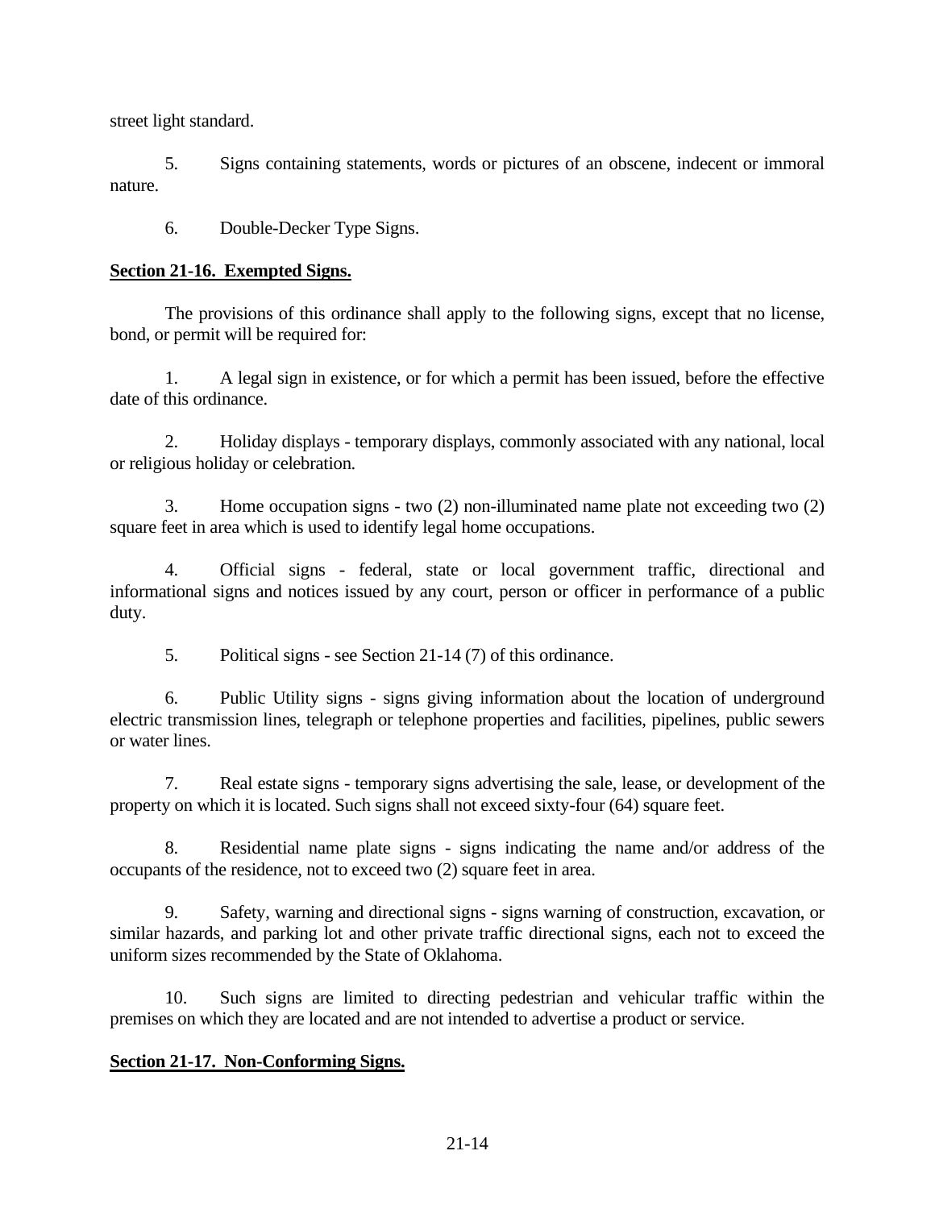street light standard.

5. Signs containing statements, words or pictures of an obscene, indecent or immoral nature.

6. Double-Decker Type Signs.

**Section 21-16. Exempted Signs.**

The provisions of this ordinance shall apply to the following signs, except that no license, bond, or permit will be required for:

1. A legal sign in existence, or for which a permit has been issued, before the effective date of this ordinance.

2. Holiday displays - temporary displays, commonly associated with any national, local or religious holiday or celebration.

3. Home occupation signs - two (2) non-illuminated name plate not exceeding two (2) square feet in area which is used to identify legal home occupations.

4. Official signs - federal, state or local government traffic, directional and informational signs and notices issued by any court, person or officer in performance of a public duty.

5. Political signs - see Section 21-14 (7) of this ordinance.

6. Public Utility signs - signs giving information about the location of underground electric transmission lines, telegraph or telephone properties and facilities, pipelines, public sewers or water lines.

7. Real estate signs - temporary signs advertising the sale, lease, or development of the property on which it is located. Such signs shall not exceed sixty-four (64) square feet.

8. Residential name plate signs - signs indicating the name and/or address of the occupants of the residence, not to exceed two (2) square feet in area.

9. Safety, warning and directional signs - signs warning of construction, excavation, or similar hazards, and parking lot and other private traffic directional signs, each not to exceed the uniform sizes recommended by the State of Oklahoma.

10. Such signs are limited to directing pedestrian and vehicular traffic within the premises on which they are located and are not intended to advertise a product or service.

**Section 21-17. Non-Conforming Signs.**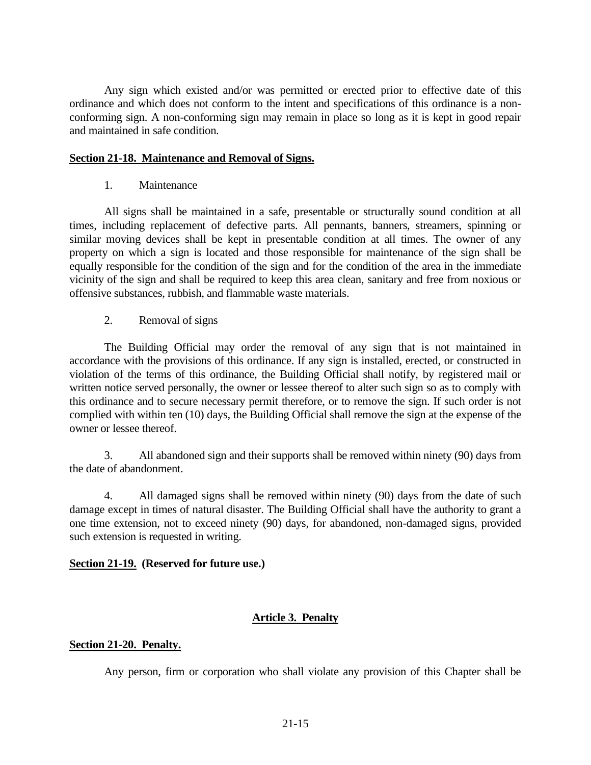Any sign which existed and/or was permitted or erected prior to effective date of this ordinance and which does not conform to the intent and specifications of this ordinance is a non-conforming sign. A non-conforming sign may remain in place so long as it is kept in good repair and maintained in safe condition.

**Section 21-18. Maintenance and Removal of Signs.**

1. Maintenance

All signs shall be maintained in a safe, presentable or structurally sound condition at all times, including replacement of defective parts. All pennants, banners, streamers, spinning or similar moving devices shall be kept in presentable condition at all times. The owner of any property on which a sign is located and those responsible for maintenance of the sign shall be equally responsible for the condition of the sign and for the condition of the area in the immediate vicinity of the sign and shall be required to keep this area clean, sanitary and free from noxious or offensive substances, rubbish, and flammable waste materials.

2. Removal of signs

The Building Official may order the removal of any sign that is not maintained in accordance with the provisions of this ordinance. If any sign is installed, erected, or constructed in violation of the terms of this ordinance, the Building Official shall notify, by registered mail or written notice served personally, the owner or lessee thereof to alter such sign so as to comply with this ordinance and to secure necessary permit therefore, or to remove the sign. If such order is not complied with within ten (10) days, the Building Official shall remove the sign at the expense of the owner or lessee thereof.

3. All abandoned sign and their supports shall be removed within ninety (90) days from the date of abandonment.

4. All damaged signs shall be removed within ninety (90) days from the date of such damage except in times of natural disaster. The Building Official shall have the authority to grant a one time extension, not to exceed ninety (90) days, for abandoned, non-damaged signs, provided such extension is requested in writing.

**Section 21-19. (Reserved for future use.)**

## Article 3. Penalty

**Section 21-20. Penalty.**

Any person, firm or corporation who shall violate any provision of this Chapter shall be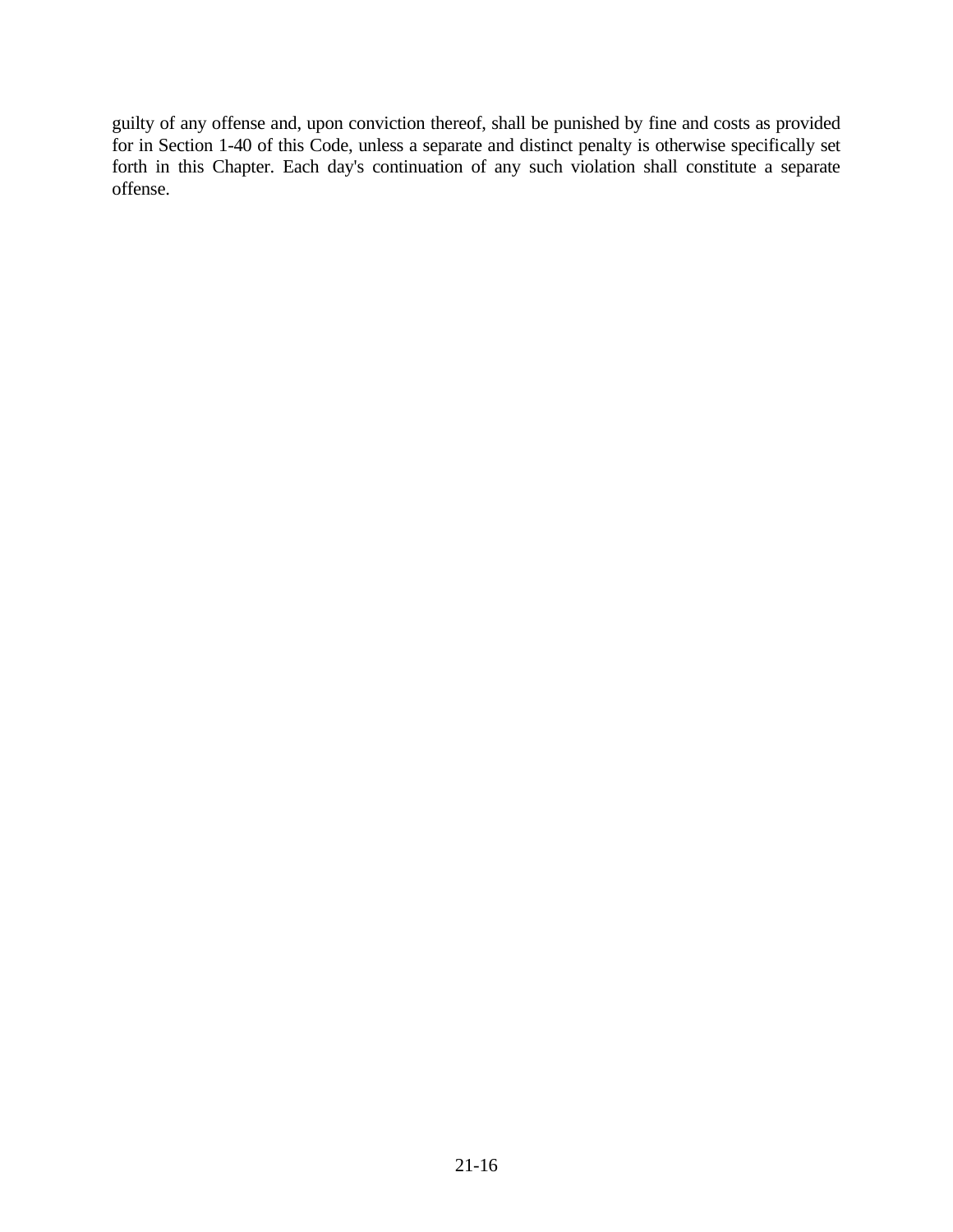guilty of any offense and, upon conviction thereof, shall be punished by fine and costs as provided for in Section 1-40 of this Code, unless a separate and distinct penalty is otherwise specifically set forth in this Chapter. Each day's continuation of any such violation shall constitute a separate offense.